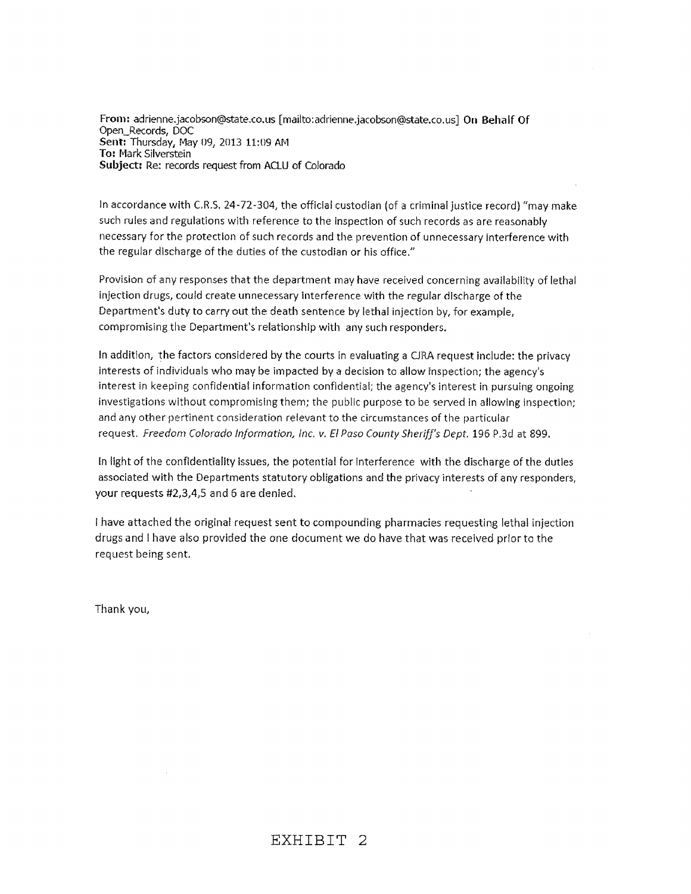**From:** adrienne.jacobson@state.co.us [mailto:adrienne.jacobson@state.co.us] **On Behalf Of** Open_Records, DOC
**Sent:** Thursday, May 09, 2013 11:09 AM
**To:** Mark Silverstein
**Subject:** Re: records request from ACLU of Colorado

In accordance with C.R.S. 24-72-304, the official custodian (of a criminal justice record) "may make such rules and regulations with reference to the inspection of such records as are reasonably necessary for the protection of such records and the prevention of unnecessary interference with the regular discharge of the duties of the custodian or his office."

Provision of any responses that the department may have received concerning availability of lethal injection drugs, could create unnecessary interference with the regular discharge of the Department's duty to carry out the death sentence by lethal injection by, for example, compromising the Department's relationship with any such responders.

In addition, the factors considered by the courts in evaluating a CJRA request include: the privacy interests of individuals who may be impacted by a decision to allow inspection; the agency's interest in keeping confidential information confidential; the agency's interest in pursuing ongoing investigations without compromising them; the public purpose to be served in allowing inspection; and any other pertinent consideration relevant to the circumstances of the particular request. *Freedom Colorado Information, Inc. v. El Paso County Sheriff's Dept.* 196 P.3d at 899.

In light of the confidentiality issues, the potential for interference with the discharge of the duties associated with the Departments statutory obligations and the privacy interests of any responders, your requests #2,3,4,5 and 6 are denied.

I have attached the original request sent to compounding pharmacies requesting lethal injection drugs and I have also provided the one document we do have that was received prior to the request being sent.

Thank you,

EXHIBIT 2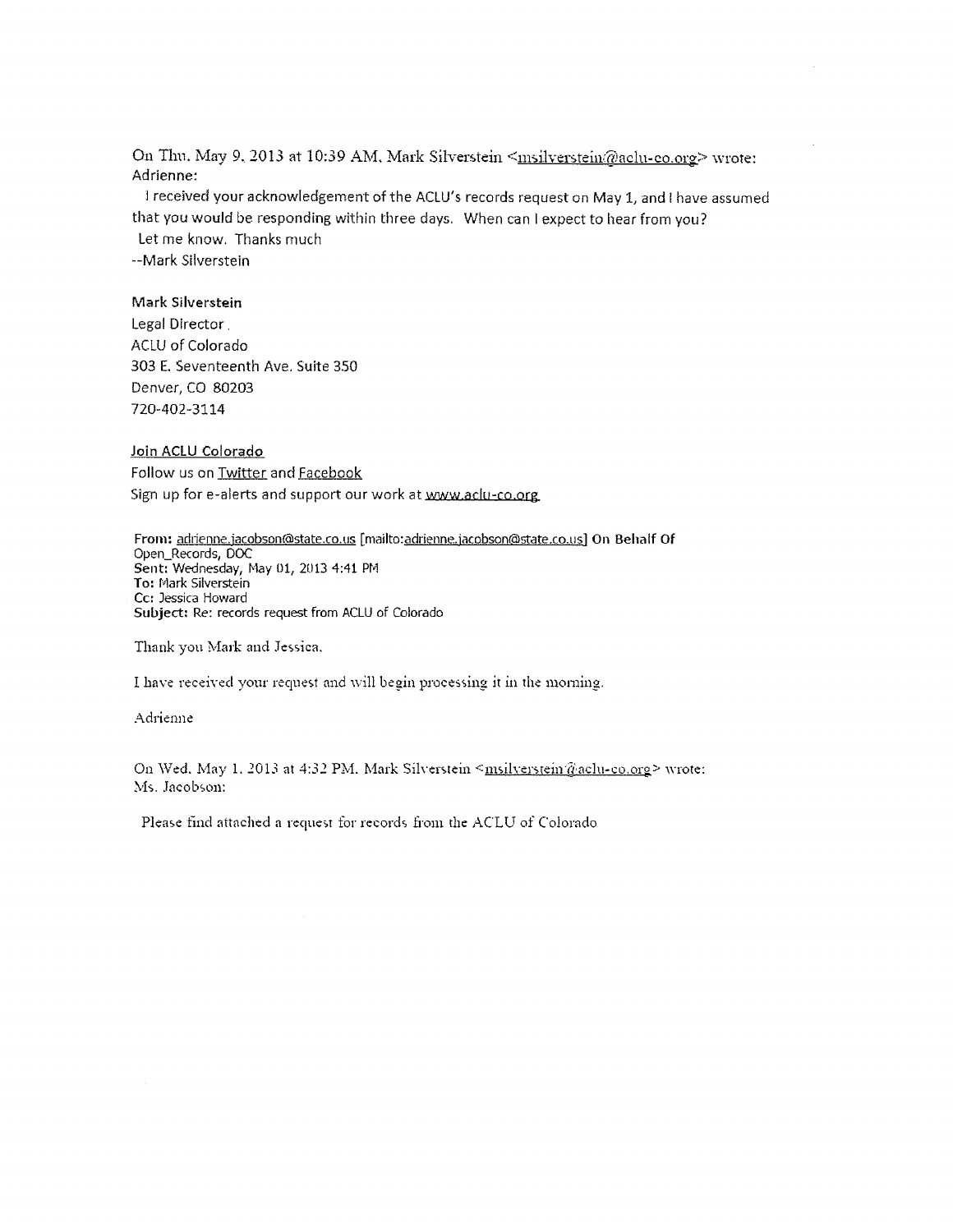On Thu. May 9, 2013 at 10:39 AM, Mark Silverstein <msilverstein@aclu-co.org> wrote:
Adrienne:

I received your acknowledgement of the ACLU's records request on May 1, and I have assumed that you would be responding within three days. When can I expect to hear from you?
Let me know. Thanks much
--Mark Silverstein

**Mark Silverstein**
Legal Director
ACLU of Colorado
303 E. Seventeenth Ave. Suite 350
Denver, CO 80203
720-402-3114

Join ACLU Colorado
Follow us on Twitter and Facebook
Sign up for e-alerts and support our work at www.aclu-co.org

**From:** adrienne.jacobson@state.co.us [mailto:adrienne.jacobson@state.co.us] **On Behalf Of** Open_Records, DOC
**Sent:** Wednesday, May 01, 2013 4:41 PM
**To:** Mark Silverstein
**Cc:** Jessica Howard
**Subject:** Re: records request from ACLU of Colorado

Thank you Mark and Jessica.

I have received your request and will begin processing it in the morning.

Adrienne

On Wed. May 1, 2013 at 4:32 PM, Mark Silverstein <msilverstein@aclu-co.org> wrote:
Ms. Jacobson:

Please find attached a request for records from the ACLU of Colorado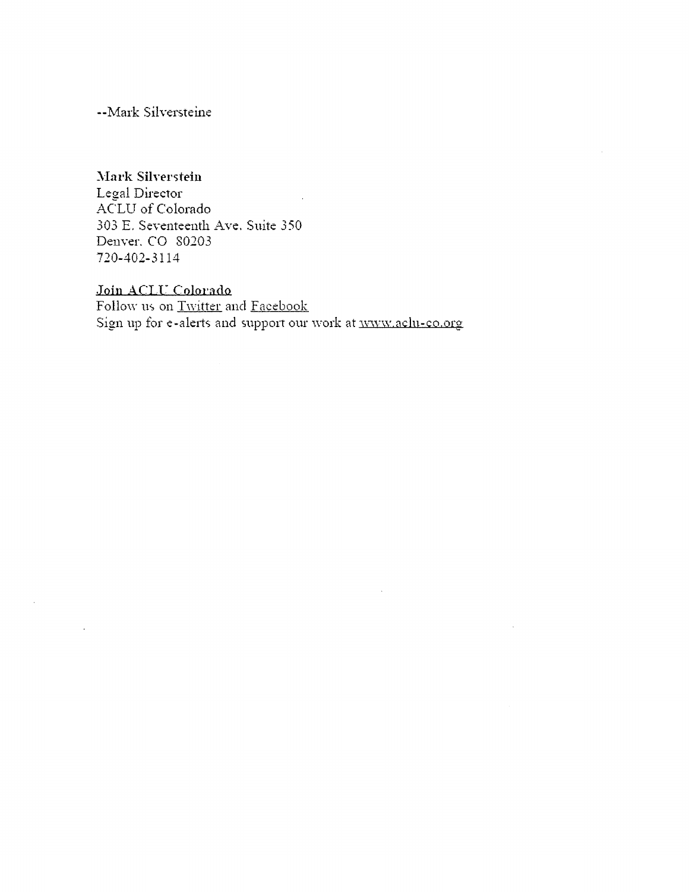--Mark Silversteine

**Mark Silverstein**
Legal Director
ACLU of Colorado
303 E. Seventeenth Ave. Suite 350
Denver, CO 80203
720-402-3114

Join ACLU Colorado
Follow us on Twitter and Facebook
Sign up for e-alerts and support our work at www.aclu-co.org